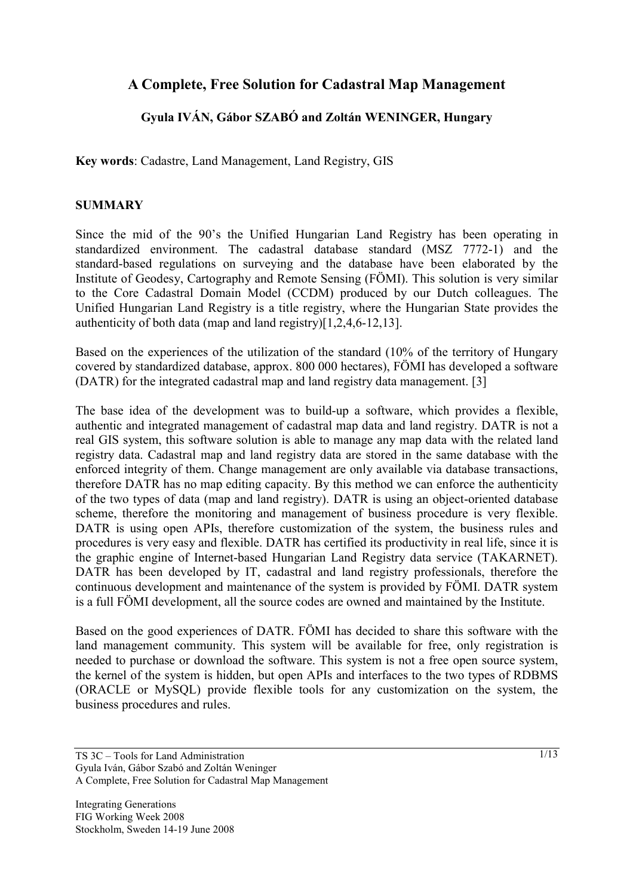# A Complete, Free Solution for Cadastral Map Management

**Gyula IVÁN, Gábor SZABÓ and Zoltán WENINGER, Hungary**

**Key words**: Cadastre, Land Management, Land Registry, GIS

## SUMMARY

Since the mid of the 90's the Unified Hungarian Land Registry has been operating in standardized environment. The cadastral database standard (MSZ 7772-1) and the standard-based regulations on surveying and the database have been elaborated by the Institute of Geodesy, Cartography and Remote Sensing (FÖMI). This solution is very similar to the Core Cadastral Domain Model (CCDM) produced by our Dutch colleagues. The Unified Hungarian Land Registry is a title registry, where the Hungarian State provides the authenticity of both data (map and land registry)[1,2,4,6-12,13].

Based on the experiences of the utilization of the standard (10% of the territory of Hungary covered by standardized database, approx. 800 000 hectares), FÖMI has developed a software (DATR) for the integrated cadastral map and land registry data management. [3]

The base idea of the development was to build-up a software, which provides a flexible, authentic and integrated management of cadastral map data and land registry. DATR is not a real GIS system, this software solution is able to manage any map data with the related land registry data. Cadastral map and land registry data are stored in the same database with the enforced integrity of them. Change management are only available via database transactions, therefore DATR has no map editing capacity. By this method we can enforce the authenticity of the two types of data (map and land registry). DATR is using an object-oriented database scheme, therefore the monitoring and management of business procedure is very flexible. DATR is using open APIs, therefore customization of the system, the business rules and procedures is very easy and flexible. DATR has certified its productivity in real life, since it is the graphic engine of Internet-based Hungarian Land Registry data service (TAKARNET). DATR has been developed by IT, cadastral and land registry professionals, therefore the continuous development and maintenance of the system is provided by FÖMI. DATR system is a full FÖMI development, all the source codes are owned and maintained by the Institute.

Based on the good experiences of DATR. FÖMI has decided to share this software with the land management community. This system will be available for free, only registration is needed to purchase or download the software. This system is not a free open source system, the kernel of the system is hidden, but open APIs and interfaces to the two types of RDBMS (ORACLE or MySQL) provide flexible tools for any customization on the system, the business procedures and rules.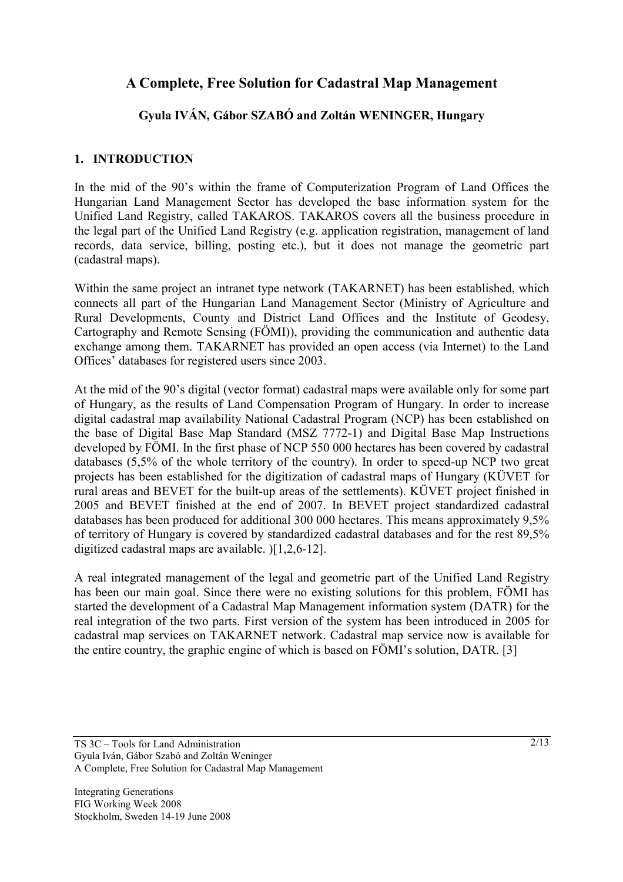# A Complete, Free Solution for Cadastral Map Management

**Gyula IVÁN, Gábor SZABÓ and Zoltán WENINGER, Hungary**

## 1. INTRODUCTION

In the mid of the 90's within the frame of Computerization Program of Land Offices the Hungarian Land Management Sector has developed the base information system for the Unified Land Registry, called TAKAROS. TAKAROS covers all the business procedure in the legal part of the Unified Land Registry (e.g. application registration, management of land records, data service, billing, posting etc.), but it does not manage the geometric part (cadastral maps).

Within the same project an intranet type network (TAKARNET) has been established, which connects all part of the Hungarian Land Management Sector (Ministry of Agriculture and Rural Developments, County and District Land Offices and the Institute of Geodesy, Cartography and Remote Sensing (FÖMI)), providing the communication and authentic data exchange among them. TAKARNET has provided an open access (via Internet) to the Land Offices' databases for registered users since 2003.

At the mid of the 90's digital (vector format) cadastral maps were available only for some part of Hungary, as the results of Land Compensation Program of Hungary. In order to increase digital cadastral map availability National Cadastral Program (NCP) has been established on the base of Digital Base Map Standard (MSZ 7772-1) and Digital Base Map Instructions developed by FÖMI. In the first phase of NCP 550 000 hectares has been covered by cadastral databases (5,5% of the whole territory of the country). In order to speed-up NCP two great projects has been established for the digitization of cadastral maps of Hungary (KÜVET for rural areas and BEVET for the built-up areas of the settlements). KÜVET project finished in 2005 and BEVET finished at the end of 2007. In BEVET project standardized cadastral databases has been produced for additional 300 000 hectares. This means approximately 9,5% of territory of Hungary is covered by standardized cadastral databases and for the rest 89,5% digitized cadastral maps are available. )[1,2,6-12].

A real integrated management of the legal and geometric part of the Unified Land Registry has been our main goal. Since there were no existing solutions for this problem, FÖMI has started the development of a Cadastral Map Management information system (DATR) for the real integration of the two parts. First version of the system has been introduced in 2005 for cadastral map services on TAKARNET network. Cadastral map service now is available for the entire country, the graphic engine of which is based on FÖMI's solution, DATR. [3]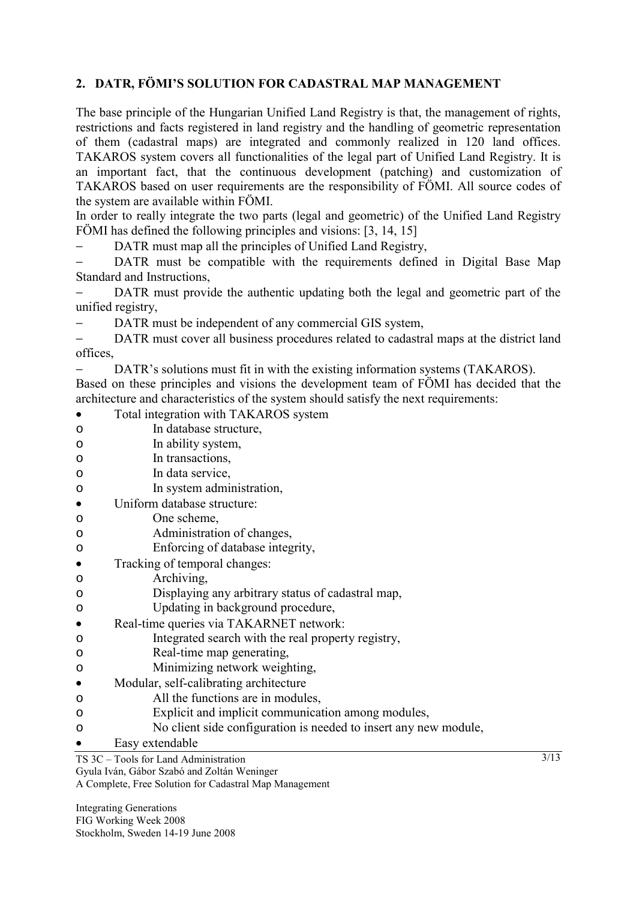## 2. DATR, FÖMI'S SOLUTION FOR CADASTRAL MAP MANAGEMENT

The base principle of the Hungarian Unified Land Registry is that, the management of rights, restrictions and facts registered in land registry and the handling of geometric representation of them (cadastral maps) are integrated and commonly realized in 120 land offices. TAKAROS system covers all functionalities of the legal part of Unified Land Registry. It is an important fact, that the continuous development (patching) and customization of TAKAROS based on user requirements are the responsibility of FÖMI. All source codes of the system are available within FÖMI.

In order to really integrate the two parts (legal and geometric) of the Unified Land Registry FÖMI has defined the following principles and visions: [3, 14, 15]

- DATR must map all the principles of Unified Land Registry,
- DATR must be compatible with the requirements defined in Digital Base Map Standard and Instructions,
- DATR must provide the authentic updating both the legal and geometric part of the unified registry,
- DATR must be independent of any commercial GIS system,
- DATR must cover all business procedures related to cadastral maps at the district land offices,
- DATR's solutions must fit in with the existing information systems (TAKAROS).

Based on these principles and visions the development team of FÖMI has decided that the architecture and characteristics of the system should satisfy the next requirements:

- Total integration with TAKAROS system
  - In database structure,
  - In ability system,
  - In transactions,
  - In data service,
  - In system administration,
- Uniform database structure:
  - One scheme,
  - Administration of changes,
  - Enforcing of database integrity,
- Tracking of temporal changes:
  - Archiving,
  - Displaying any arbitrary status of cadastral map,
  - Updating in background procedure,
- Real-time queries via TAKARNET network:
  - Integrated search with the real property registry,
  - Real-time map generating,
  - Minimizing network weighting,
- Modular, self-calibrating architecture
  - All the functions are in modules,
  - Explicit and implicit communication among modules,
  - No client side configuration is needed to insert any new module,
- Easy extendable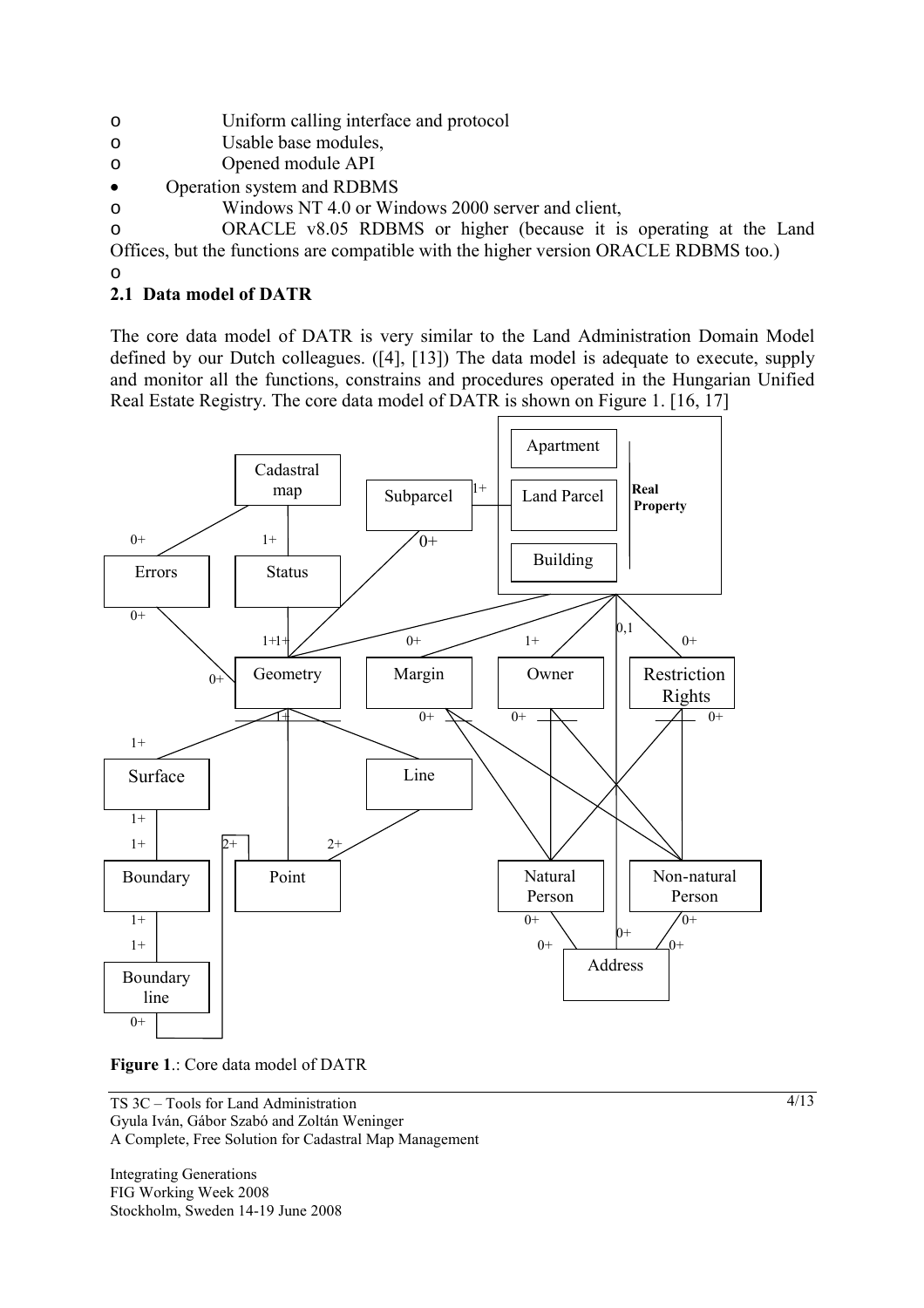- Uniform calling interface and protocol
  - Usable base modules,
  - Opened module API
- Operation system and RDBMS
  - Windows NT 4.0 or Windows 2000 server and client,
  - ORACLE v8.05 RDBMS or higher (because it is operating at the Land Offices, but the functions are compatible with the higher version ORACLE RDBMS too.)

## 2.1 Data model of DATR

The core data model of DATR is very similar to the Land Administration Domain Model defined by our Dutch colleagues. ([4], [13]) The data model is adequate to execute, supply and monitor all the functions, constrains and procedures operated in the Hungarian Unified Real Estate Registry. The core data model of DATR is shown on Figure 1. [16, 17]

**Figure 1**.: Core data model of DATR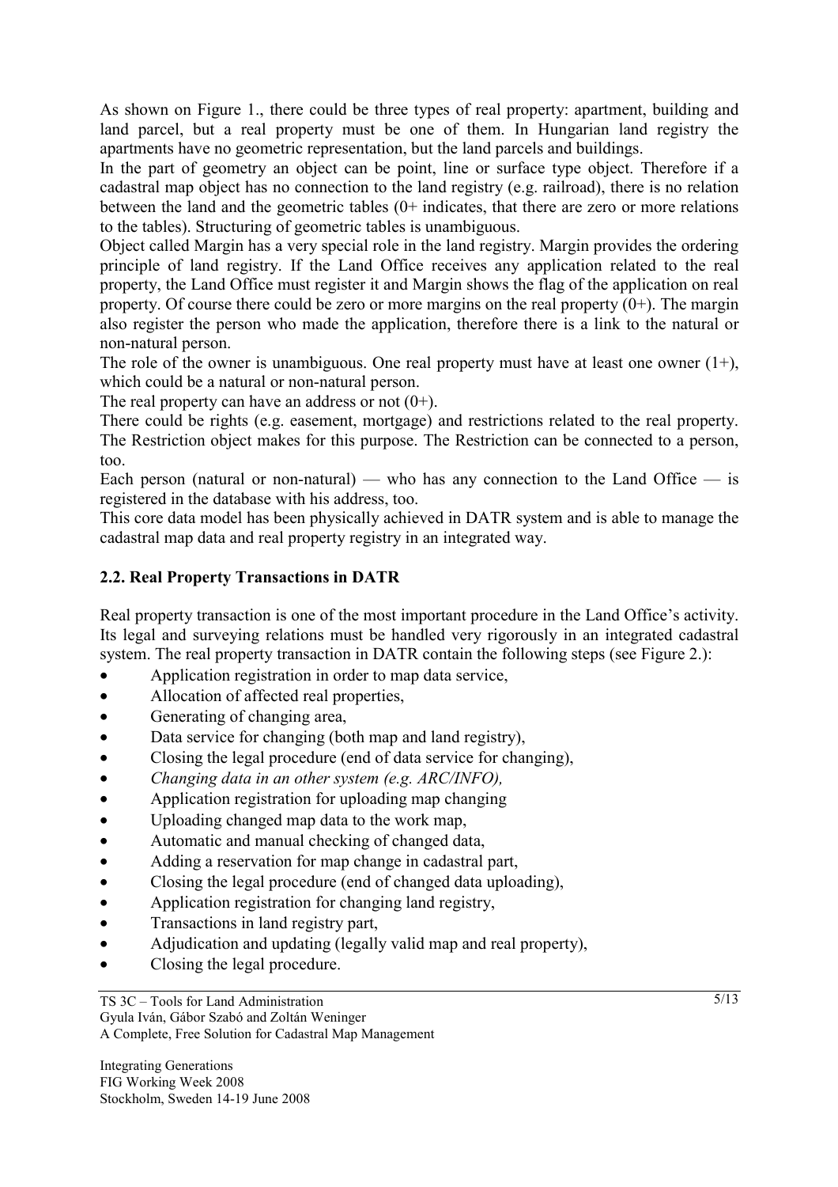As shown on Figure 1., there could be three types of real property: apartment, building and land parcel, but a real property must be one of them. In Hungarian land registry the apartments have no geometric representation, but the land parcels and buildings.

In the part of geometry an object can be point, line or surface type object. Therefore if a cadastral map object has no connection to the land registry (e.g. railroad), there is no relation between the land and the geometric tables (0+ indicates, that there are zero or more relations to the tables). Structuring of geometric tables is unambiguous.

Object called Margin has a very special role in the land registry. Margin provides the ordering principle of land registry. If the Land Office receives any application related to the real property, the Land Office must register it and Margin shows the flag of the application on real property. Of course there could be zero or more margins on the real property (0+). The margin also register the person who made the application, therefore there is a link to the natural or non-natural person.

The role of the owner is unambiguous. One real property must have at least one owner (1+), which could be a natural or non-natural person.

The real property can have an address or not (0+).

There could be rights (e.g. easement, mortgage) and restrictions related to the real property. The Restriction object makes for this purpose. The Restriction can be connected to a person, too.

Each person (natural or non-natural) — who has any connection to the Land Office — is registered in the database with his address, too.

This core data model has been physically achieved in DATR system and is able to manage the cadastral map data and real property registry in an integrated way.

## 2.2. Real Property Transactions in DATR

Real property transaction is one of the most important procedure in the Land Office's activity. Its legal and surveying relations must be handled very rigorously in an integrated cadastral system. The real property transaction in DATR contain the following steps (see Figure 2.):

- Application registration in order to map data service,
- Allocation of affected real properties,
- Generating of changing area,
- Data service for changing (both map and land registry),
- Closing the legal procedure (end of data service for changing),
- *Changing data in an other system (e.g. ARC/INFO),*
- Application registration for uploading map changing
- Uploading changed map data to the work map,
- Automatic and manual checking of changed data,
- Adding a reservation for map change in cadastral part,
- Closing the legal procedure (end of changed data uploading),
- Application registration for changing land registry,
- Transactions in land registry part,
- Adjudication and updating (legally valid map and real property),
- Closing the legal procedure.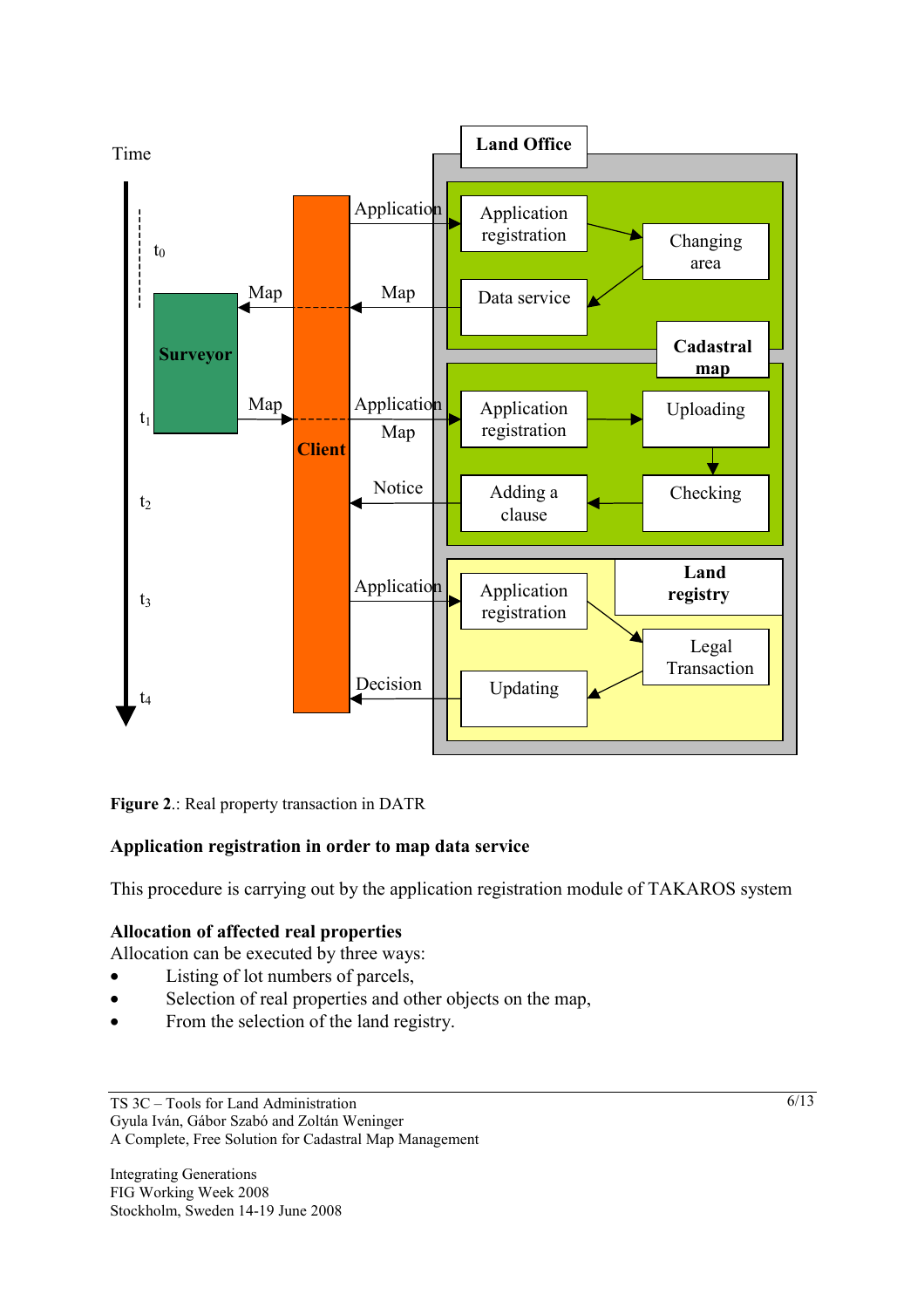**Figure 2**.: Real property transaction in DATR

**Application registration in order to map data service**

This procedure is carrying out by the application registration module of TAKAROS system

**Allocation of affected real properties**

Allocation can be executed by three ways:

- Listing of lot numbers of parcels,
- Selection of real properties and other objects on the map,
- From the selection of the land registry.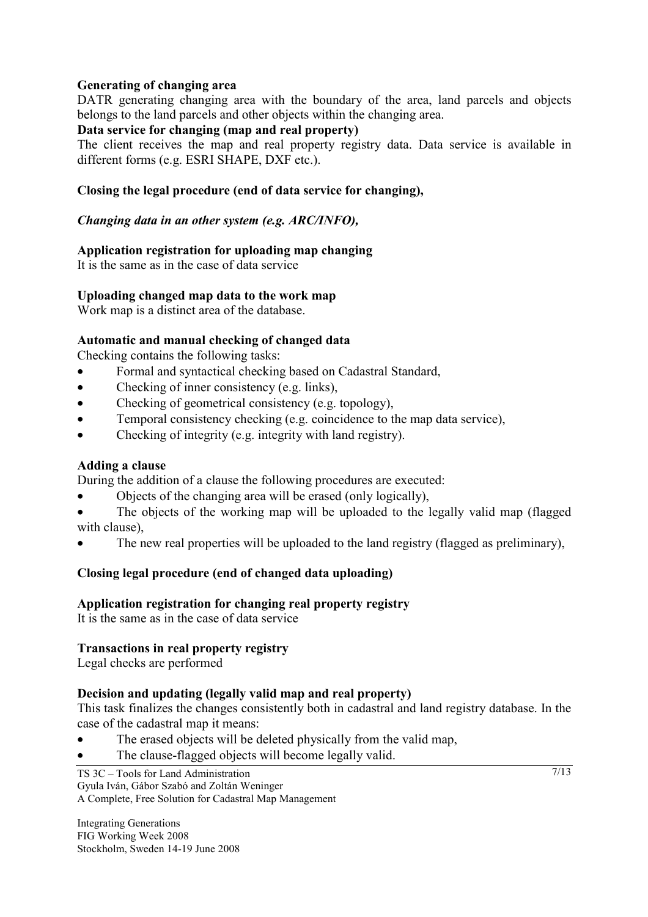**Generating of changing area**

DATR generating changing area with the boundary of the area, land parcels and objects belongs to the land parcels and other objects within the changing area.

**Data service for changing (map and real property)**

The client receives the map and real property registry data. Data service is available in different forms (e.g. ESRI SHAPE, DXF etc.).

**Closing the legal procedure (end of data service for changing),**

***Changing data in an other system (e.g. ARC/INFO),***

**Application registration for uploading map changing**

It is the same as in the case of data service

**Uploading changed map data to the work map**

Work map is a distinct area of the database.

**Automatic and manual checking of changed data**

Checking contains the following tasks:

- Formal and syntactical checking based on Cadastral Standard,
- Checking of inner consistency (e.g. links),
- Checking of geometrical consistency (e.g. topology),
- Temporal consistency checking (e.g. coincidence to the map data service),
- Checking of integrity (e.g. integrity with land registry).

**Adding a clause**

During the addition of a clause the following procedures are executed:

- Objects of the changing area will be erased (only logically),
- The objects of the working map will be uploaded to the legally valid map (flagged with clause),
- The new real properties will be uploaded to the land registry (flagged as preliminary),

**Closing legal procedure (end of changed data uploading)**

**Application registration for changing real property registry**

It is the same as in the case of data service

**Transactions in real property registry**

Legal checks are performed

**Decision and updating (legally valid map and real property)**

This task finalizes the changes consistently both in cadastral and land registry database. In the case of the cadastral map it means:

- The erased objects will be deleted physically from the valid map,
- The clause-flagged objects will become legally valid.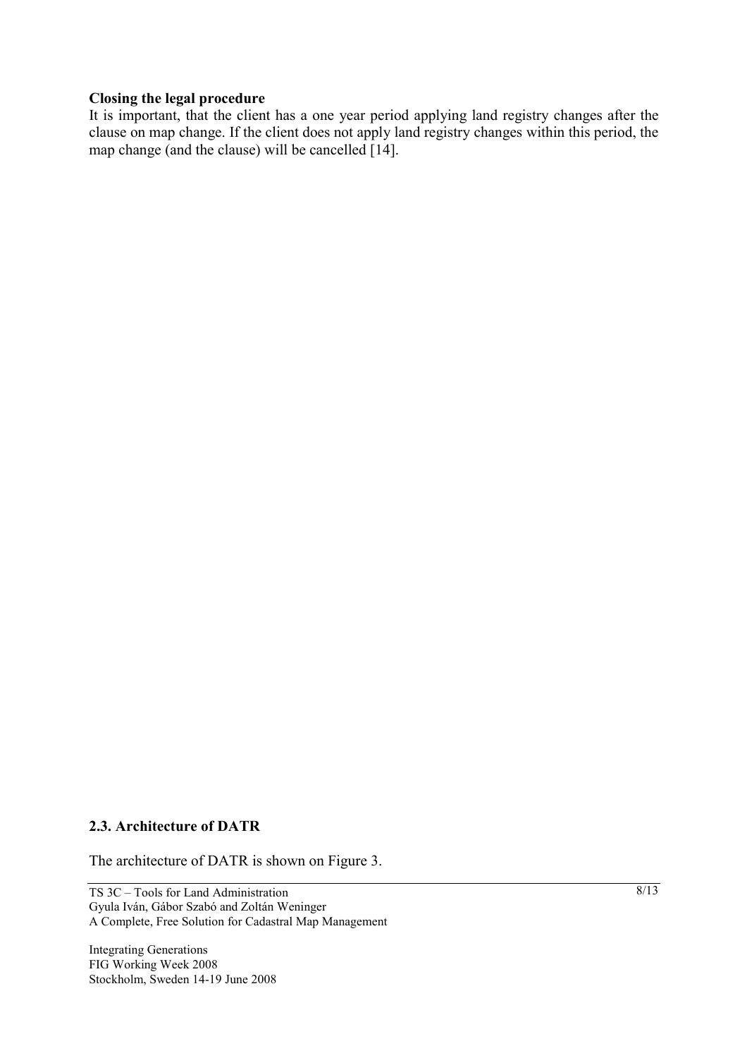**Closing the legal procedure**

It is important, that the client has a one year period applying land registry changes after the clause on map change. If the client does not apply land registry changes within this period, the map change (and the clause) will be cancelled [14].

### 2.3. Architecture of DATR

The architecture of DATR is shown on Figure 3.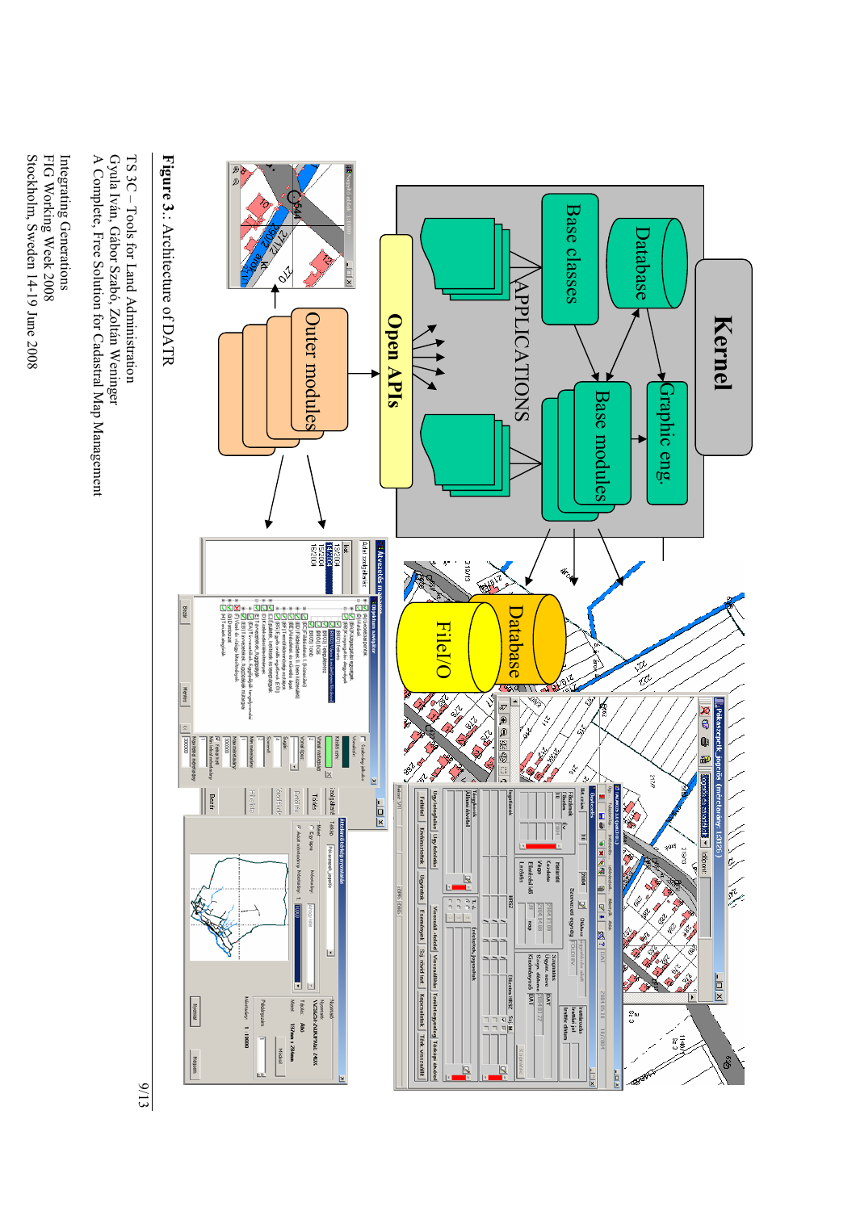Figure 3.: Architecture of DATR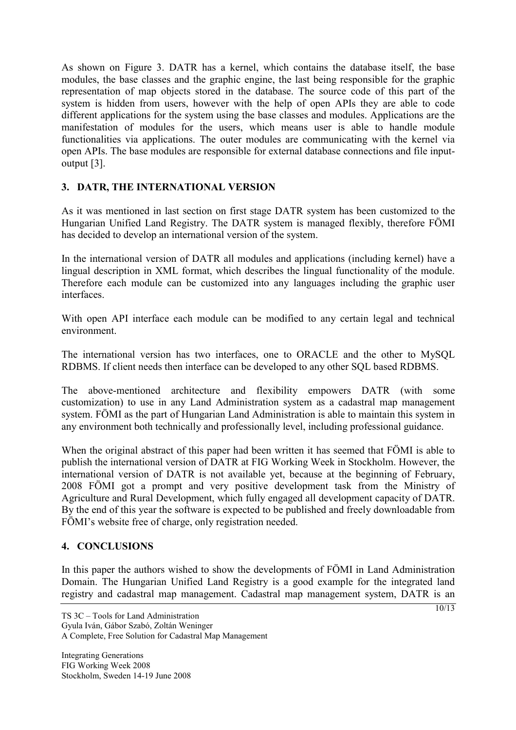As shown on Figure 3. DATR has a kernel, which contains the database itself, the base modules, the base classes and the graphic engine, the last being responsible for the graphic representation of map objects stored in the database. The source code of this part of the system is hidden from users, however with the help of open APIs they are able to code different applications for the system using the base classes and modules. Applications are the manifestation of modules for the users, which means user is able to handle module functionalities via applications. The outer modules are communicating with the kernel via open APIs. The base modules are responsible for external database connections and file input-output [3].

## 3. DATR, THE INTERNATIONAL VERSION

As it was mentioned in last section on first stage DATR system has been customized to the Hungarian Unified Land Registry. The DATR system is managed flexibly, therefore FÖMI has decided to develop an international version of the system.

In the international version of DATR all modules and applications (including kernel) have a lingual description in XML format, which describes the lingual functionality of the module. Therefore each module can be customized into any languages including the graphic user interfaces.

With open API interface each module can be modified to any certain legal and technical environment.

The international version has two interfaces, one to ORACLE and the other to MySQL RDBMS. If client needs then interface can be developed to any other SQL based RDBMS.

The above-mentioned architecture and flexibility empowers DATR (with some customization) to use in any Land Administration system as a cadastral map management system. FÖMI as the part of Hungarian Land Administration is able to maintain this system in any environment both technically and professionally level, including professional guidance.

When the original abstract of this paper had been written it has seemed that FÖMI is able to publish the international version of DATR at FIG Working Week in Stockholm. However, the international version of DATR is not available yet, because at the beginning of February, 2008 FÖMI got a prompt and very positive development task from the Ministry of Agriculture and Rural Development, which fully engaged all development capacity of DATR. By the end of this year the software is expected to be published and freely downloadable from FÖMI's website free of charge, only registration needed.

## 4. CONCLUSIONS

In this paper the authors wished to show the developments of FÖMI in Land Administration Domain. The Hungarian Unified Land Registry is a good example for the integrated land registry and cadastral map management. Cadastral map management system, DATR is an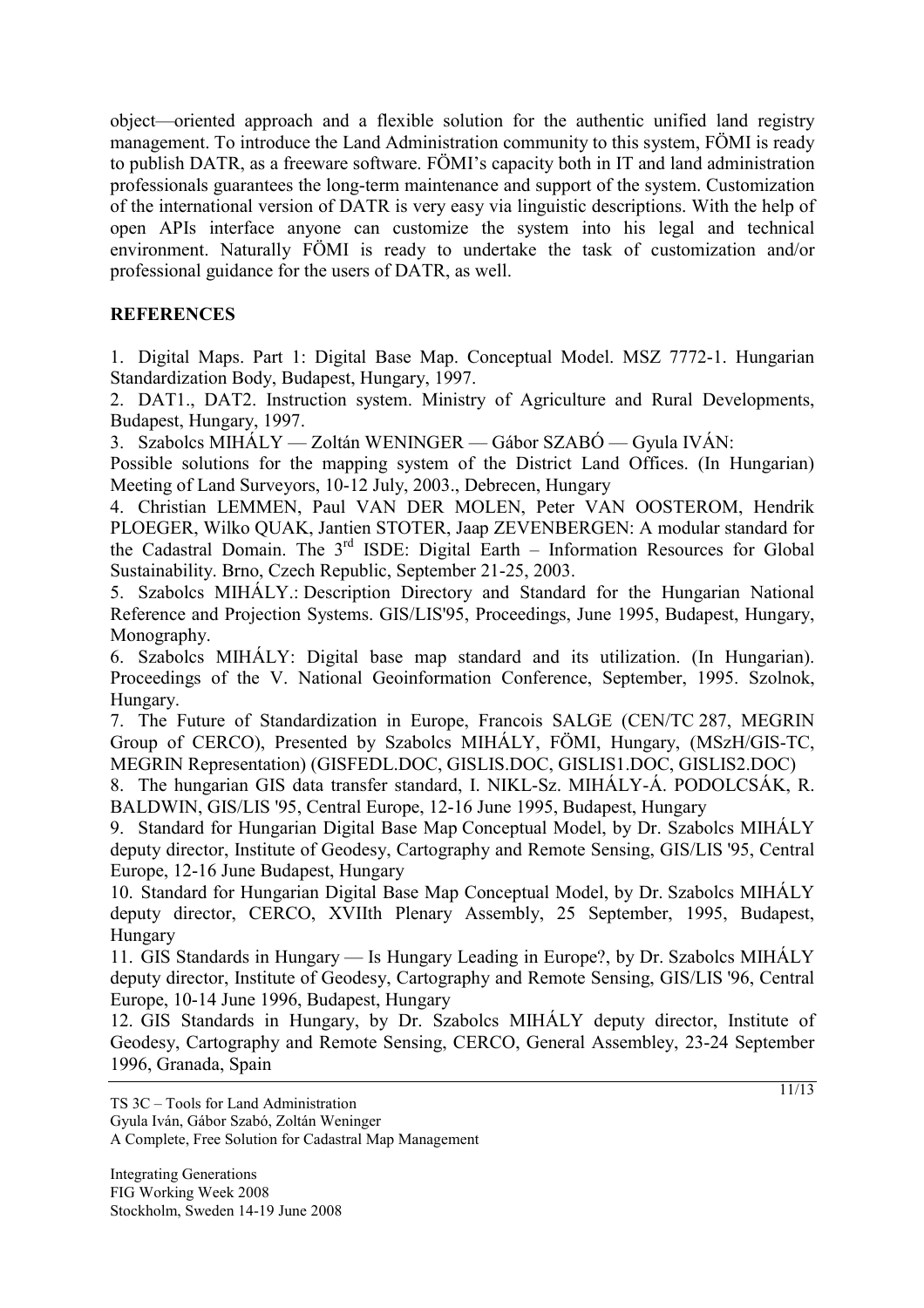object—oriented approach and a flexible solution for the authentic unified land registry management. To introduce the Land Administration community to this system, FÖMI is ready to publish DATR, as a freeware software. FÖMI's capacity both in IT and land administration professionals guarantees the long-term maintenance and support of the system. Customization of the international version of DATR is very easy via linguistic descriptions. With the help of open APIs interface anyone can customize the system into his legal and technical environment. Naturally FÖMI is ready to undertake the task of customization and/or professional guidance for the users of DATR, as well.

## REFERENCES

1. Digital Maps. Part 1: Digital Base Map. Conceptual Model. MSZ 7772-1. Hungarian Standardization Body, Budapest, Hungary, 1997.
2. DAT1., DAT2. Instruction system. Ministry of Agriculture and Rural Developments, Budapest, Hungary, 1997.
3. Szabolcs MIHÁLY — Zoltán WENINGER — Gábor SZABÓ — Gyula IVÁN: Possible solutions for the mapping system of the District Land Offices. (In Hungarian) Meeting of Land Surveyors, 10-12 July, 2003., Debrecen, Hungary
4. Christian LEMMEN, Paul VAN DER MOLEN, Peter VAN OOSTEROM, Hendrik PLOEGER, Wilko QUAK, Jantien STOTER, Jaap ZEVENBERGEN: A modular standard for the Cadastral Domain. The 3rd ISDE: Digital Earth – Information Resources for Global Sustainability. Brno, Czech Republic, September 21-25, 2003.
5. Szabolcs MIHÁLY.: Description Directory and Standard for the Hungarian National Reference and Projection Systems. GIS/LIS'95, Proceedings, June 1995, Budapest, Hungary, Monography.
6. Szabolcs MIHÁLY: Digital base map standard and its utilization. (In Hungarian). Proceedings of the V. National Geoinformation Conference, September, 1995. Szolnok, Hungary.
7. The Future of Standardization in Europe, Francois SALGE (CEN/TC 287, MEGRIN Group of CERCO), Presented by Szabolcs MIHÁLY, FÖMI, Hungary, (MSzH/GIS-TC, MEGRIN Representation) (GISFEDL.DOC, GISLIS.DOC, GISLIS1.DOC, GISLIS2.DOC)
8. The hungarian GIS data transfer standard, I. NIKL-Sz. MIHÁLY-Á. PODOLCSÁK, R. BALDWIN, GIS/LIS '95, Central Europe, 12-16 June 1995, Budapest, Hungary
9. Standard for Hungarian Digital Base Map Conceptual Model, by Dr. Szabolcs MIHÁLY deputy director, Institute of Geodesy, Cartography and Remote Sensing, GIS/LIS '95, Central Europe, 12-16 June Budapest, Hungary
10. Standard for Hungarian Digital Base Map Conceptual Model, by Dr. Szabolcs MIHÁLY deputy director, CERCO, XVIIth Plenary Assembly, 25 September, 1995, Budapest, Hungary
11. GIS Standards in Hungary — Is Hungary Leading in Europe?, by Dr. Szabolcs MIHÁLY deputy director, Institute of Geodesy, Cartography and Remote Sensing, GIS/LIS '96, Central Europe, 10-14 June 1996, Budapest, Hungary
12. GIS Standards in Hungary, by Dr. Szabolcs MIHÁLY deputy director, Institute of Geodesy, Cartography and Remote Sensing, CERCO, General Assembley, 23-24 September 1996, Granada, Spain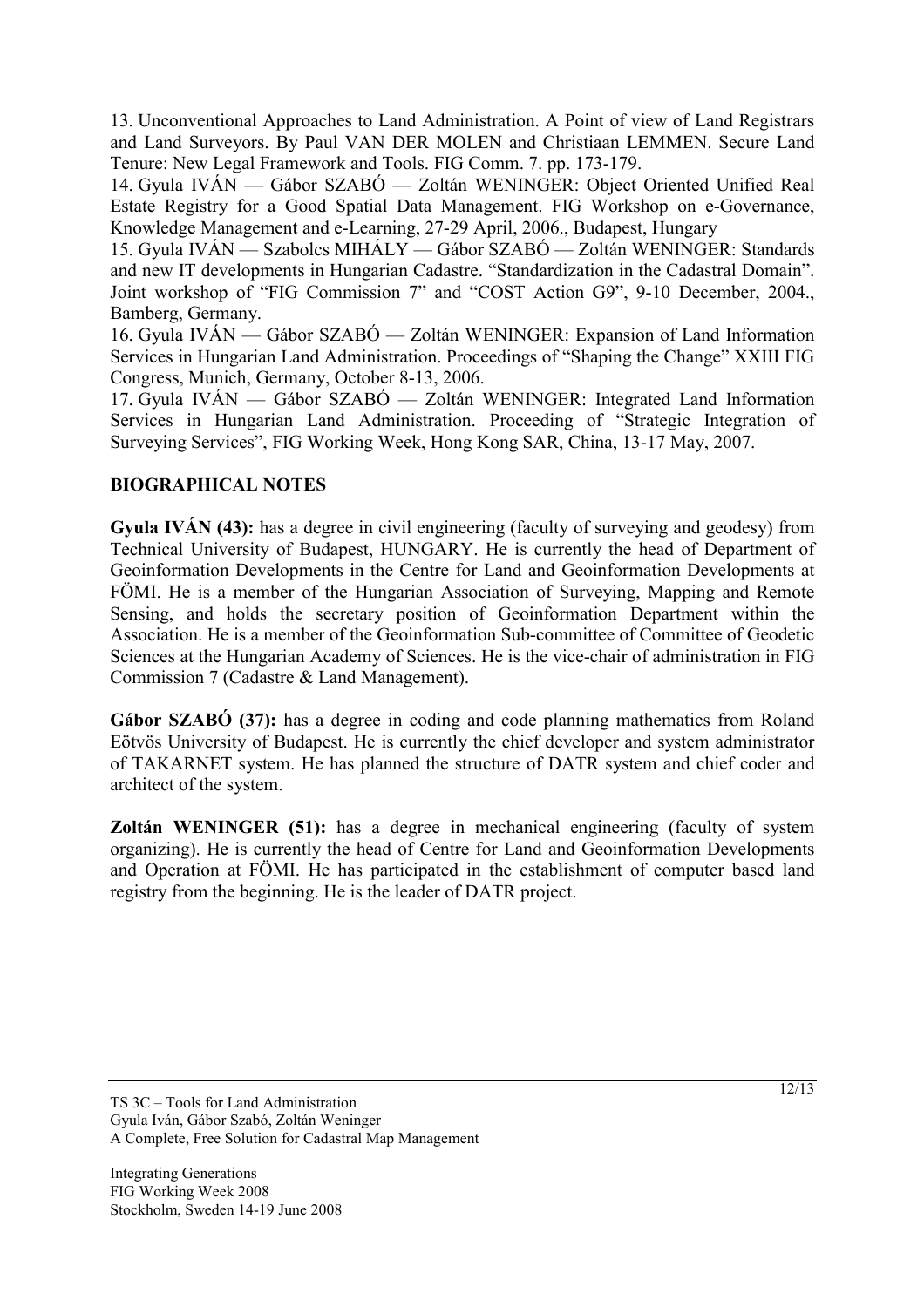13. Unconventional Approaches to Land Administration. A Point of view of Land Registrars and Land Surveyors. By Paul VAN DER MOLEN and Christiaan LEMMEN. Secure Land Tenure: New Legal Framework and Tools. FIG Comm. 7. pp. 173-179.

14. Gyula IVÁN — Gábor SZABÓ — Zoltán WENINGER: Object Oriented Unified Real Estate Registry for a Good Spatial Data Management. FIG Workshop on e-Governance, Knowledge Management and e-Learning, 27-29 April, 2006., Budapest, Hungary

15. Gyula IVÁN — Szabolcs MIHÁLY — Gábor SZABÓ — Zoltán WENINGER: Standards and new IT developments in Hungarian Cadastre. "Standardization in the Cadastral Domain". Joint workshop of "FIG Commission 7" and "COST Action G9", 9-10 December, 2004., Bamberg, Germany.

16. Gyula IVÁN — Gábor SZABÓ — Zoltán WENINGER: Expansion of Land Information Services in Hungarian Land Administration. Proceedings of "Shaping the Change" XXIII FIG Congress, Munich, Germany, October 8-13, 2006.

17. Gyula IVÁN — Gábor SZABÓ — Zoltán WENINGER: Integrated Land Information Services in Hungarian Land Administration. Proceeding of "Strategic Integration of Surveying Services", FIG Working Week, Hong Kong SAR, China, 13-17 May, 2007.

## BIOGRAPHICAL NOTES

**Gyula IVÁN (43):** has a degree in civil engineering (faculty of surveying and geodesy) from Technical University of Budapest, HUNGARY. He is currently the head of Department of Geoinformation Developments in the Centre for Land and Geoinformation Developments at FÖMI. He is a member of the Hungarian Association of Surveying, Mapping and Remote Sensing, and holds the secretary position of Geoinformation Department within the Association. He is a member of the Geoinformation Sub-committee of Committee of Geodetic Sciences at the Hungarian Academy of Sciences. He is the vice-chair of administration in FIG Commission 7 (Cadastre & Land Management).

**Gábor SZABÓ (37):** has a degree in coding and code planning mathematics from Roland Eötvös University of Budapest. He is currently the chief developer and system administrator of TAKARNET system. He has planned the structure of DATR system and chief coder and architect of the system.

**Zoltán WENINGER (51):** has a degree in mechanical engineering (faculty of system organizing). He is currently the head of Centre for Land and Geoinformation Developments and Operation at FÖMI. He has participated in the establishment of computer based land registry from the beginning. He is the leader of DATR project.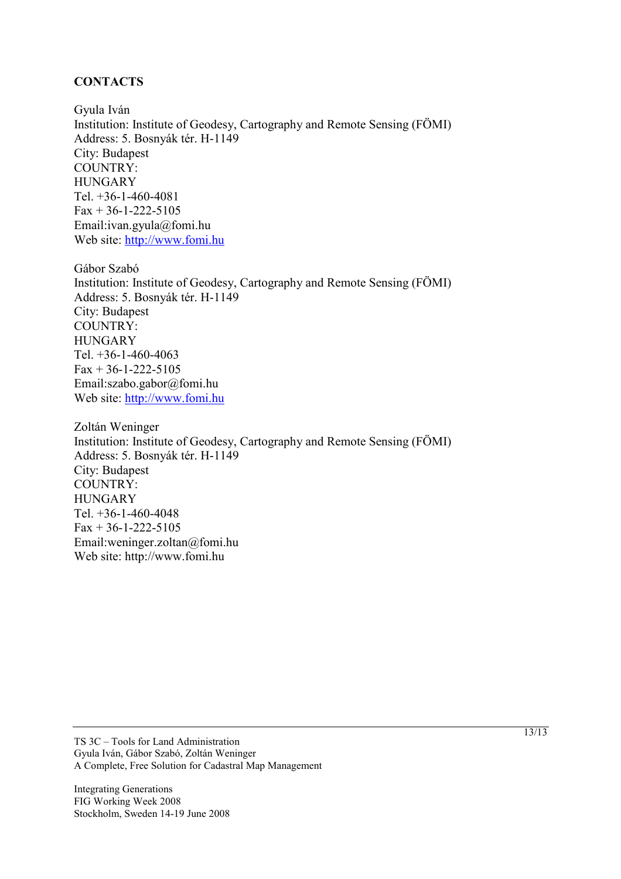**CONTACTS**

Gyula Iván
Institution: Institute of Geodesy, Cartography and Remote Sensing (FÖMI)
Address: 5. Bosnyák tér. H-1149
City: Budapest
COUNTRY:
HUNGARY
Tel. +36-1-460-4081
Fax + 36-1-222-5105
Email:ivan.gyula@fomi.hu
Web site: http://www.fomi.hu

Gábor Szabó
Institution: Institute of Geodesy, Cartography and Remote Sensing (FÖMI)
Address: 5. Bosnyák tér. H-1149
City: Budapest
COUNTRY:
HUNGARY
Tel. +36-1-460-4063
Fax + 36-1-222-5105
Email:szabo.gabor@fomi.hu
Web site: http://www.fomi.hu

Zoltán Weninger
Institution: Institute of Geodesy, Cartography and Remote Sensing (FÖMI)
Address: 5. Bosnyák tér. H-1149
City: Budapest
COUNTRY:
HUNGARY
Tel. +36-1-460-4048
Fax + 36-1-222-5105
Email:weninger.zoltan@fomi.hu
Web site: http://www.fomi.hu